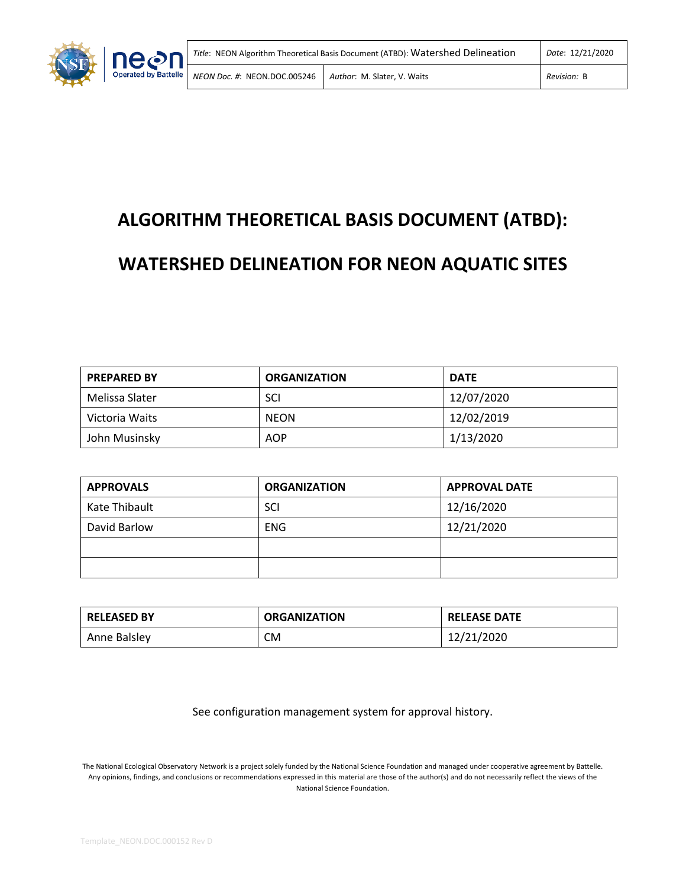# ALGORITHM THEORETICAL BASIS DOCUMENT (ATBD):

# WATERSHED DELINEATION FOR NEON AQUATIC SITES

| PREPARED BY | ORGANIZATION | DATE |
|---|---|---|
| Melissa Slater | SCI | 12/07/2020 |
| Victoria Waits | NEON | 12/02/2019 |
| John Musinsky | AOP | 1/13/2020 |

| APPROVALS | ORGANIZATION | APPROVAL DATE |
|---|---|---|
| Kate Thibault | SCI | 12/16/2020 |
| David Barlow | ENG | 12/21/2020 |
| | | |
| | | |

| RELEASED BY | ORGANIZATION | RELEASE DATE |
|---|---|---|
| Anne Balsley | CM | 12/21/2020 |

See configuration management system for approval history.

The National Ecological Observatory Network is a project solely funded by the National Science Foundation and managed under cooperative agreement by Battelle. Any opinions, findings, and conclusions or recommendations expressed in this material are those of the author(s) and do not necessarily reflect the views of the National Science Foundation.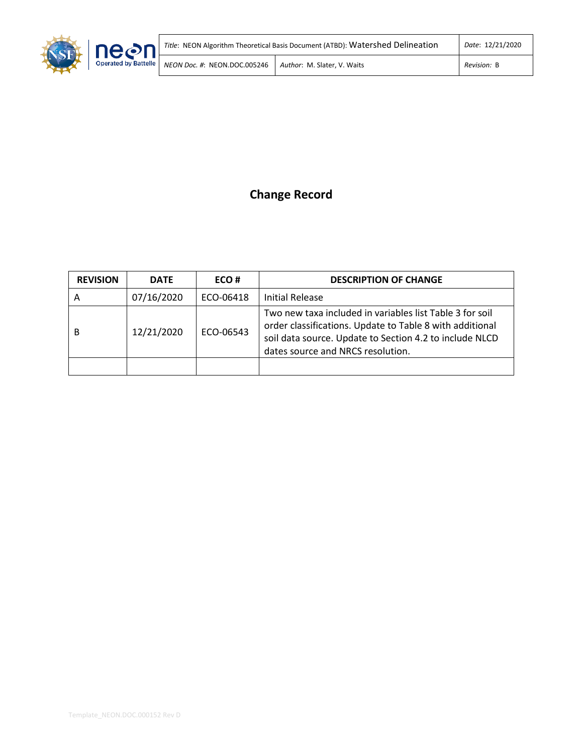# Change Record

| REVISION | DATE | ECO # | DESCRIPTION OF CHANGE |
| --- | --- | --- | --- |
| A | 07/16/2020 | ECO-06418 | Initial Release |
| B | 12/21/2020 | ECO-06543 | Two new taxa included in variables list Table 3 for soil order classifications. Update to Table 8 with additional soil data source. Update to Section 4.2 to include NLCD dates source and NRCS resolution. |
| | | | |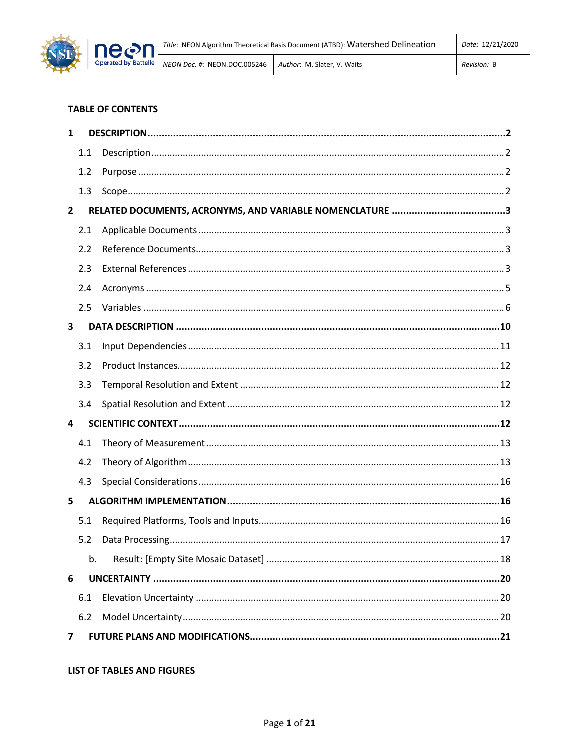**TABLE OF CONTENTS**

**1 DESCRIPTION .......................................................................................................................2**

1.1 Description ....................................................................................................................2

1.2 Purpose ..........................................................................................................................2

1.3 Scope..............................................................................................................................2

**2 RELATED DOCUMENTS, ACRONYMS, AND VARIABLE NOMENCLATURE .......................................3**

2.1 Applicable Documents ...................................................................................................3

2.2 Reference Documents.....................................................................................................3

2.3 External References .......................................................................................................3

2.4 Acronyms .......................................................................................................................5

2.5 Variables ........................................................................................................................6

**3 DATA DESCRIPTION ..................................................................................................................10**

3.1 Input Dependencies .....................................................................................................11

3.2 Product Instances.........................................................................................................12

3.3 Temporal Resolution and Extent .................................................................................12

3.4 Spatial Resolution and Extent ......................................................................................12

**4 SCIENTIFIC CONTEXT .................................................................................................................12**

4.1 Theory of Measurement ..............................................................................................13

4.2 Theory of Algorithm .....................................................................................................13

4.3 Special Considerations .................................................................................................16

**5 ALGORITHM IMPLEMENTATION.................................................................................................16**

5.1 Required Platforms, Tools and Inputs...........................................................................16

5.2 Data Processing.............................................................................................................17

b. Result: [Empty Site Mosaic Dataset] .......................................................................18

**6 UNCERTAINTY ...........................................................................................................................20**

6.1 Elevation Uncertainty ..................................................................................................20

6.2 Model Uncertainty.......................................................................................................20

**7 FUTURE PLANS AND MODIFICATIONS.......................................................................................21**

**LIST OF TABLES AND FIGURES**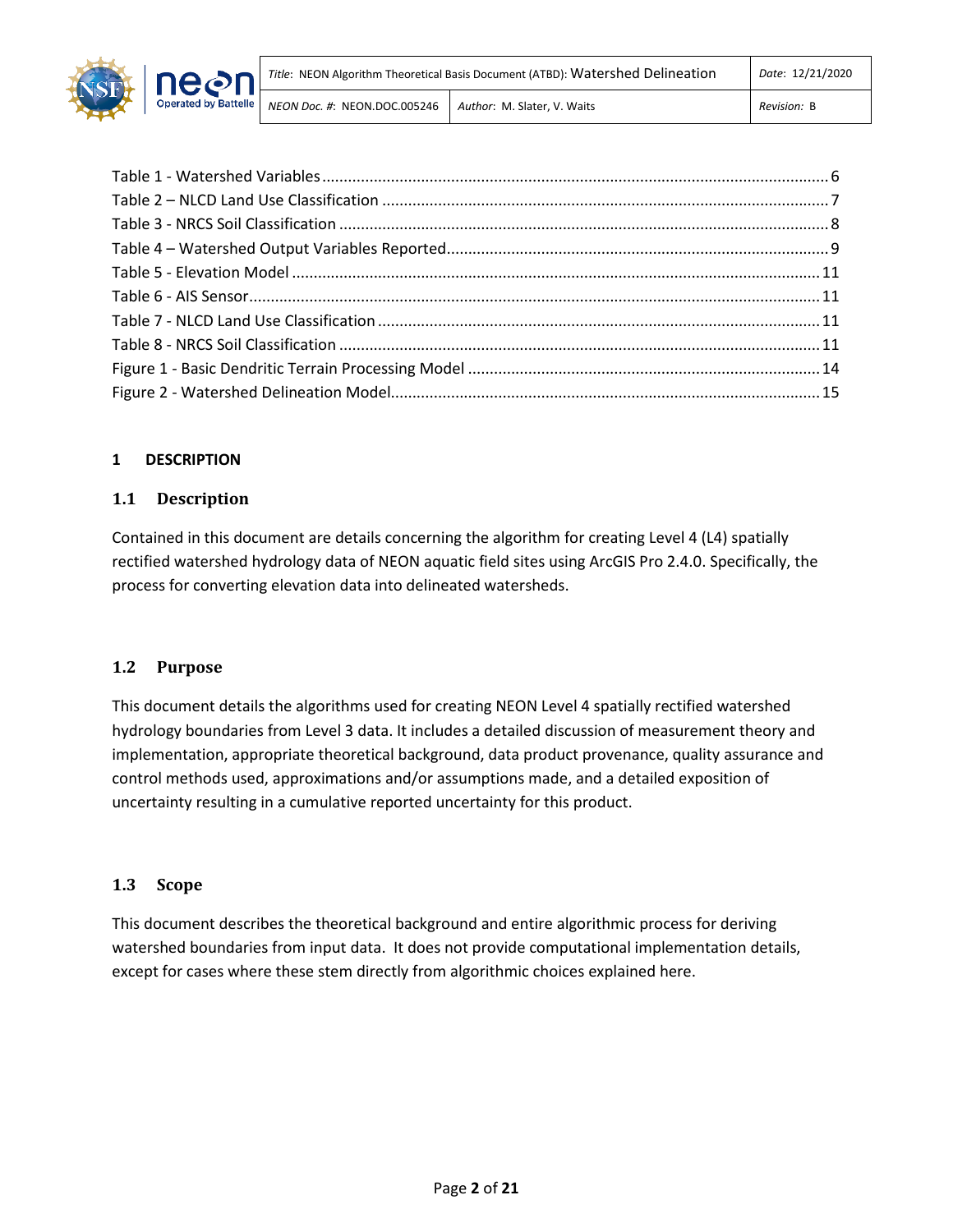Table 1 - Watershed Variables ........................................................................................................ 6
Table 2 – NLCD Land Use Classification ........................................................................................ 7
Table 3 - NRCS Soil Classification .................................................................................................. 8
Table 4 – Watershed Output Variables Reported.......................................................................... 9
Table 5 - Elevation Model ............................................................................................................ 11
Table 6 - AIS Sensor...................................................................................................................... 11
Table 7 - NLCD Land Use Classification ........................................................................................ 11
Table 8 - NRCS Soil Classification ................................................................................................ 11
Figure 1 - Basic Dendritic Terrain Processing Model .................................................................. 14
Figure 2 - Watershed Delineation Model..................................................................................... 15

## 1 DESCRIPTION

### 1.1 Description

Contained in this document are details concerning the algorithm for creating Level 4 (L4) spatially rectified watershed hydrology data of NEON aquatic field sites using ArcGIS Pro 2.4.0. Specifically, the process for converting elevation data into delineated watersheds.

### 1.2 Purpose

This document details the algorithms used for creating NEON Level 4 spatially rectified watershed hydrology boundaries from Level 3 data. It includes a detailed discussion of measurement theory and implementation, appropriate theoretical background, data product provenance, quality assurance and control methods used, approximations and/or assumptions made, and a detailed exposition of uncertainty resulting in a cumulative reported uncertainty for this product.

### 1.3 Scope

This document describes the theoretical background and entire algorithmic process for deriving watershed boundaries from input data. It does not provide computational implementation details, except for cases where these stem directly from algorithmic choices explained here.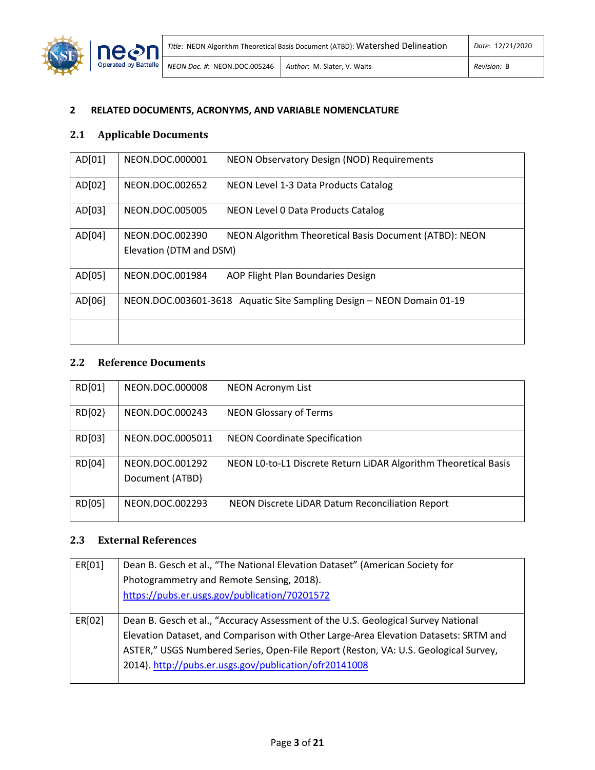## 2 RELATED DOCUMENTS, ACRONYMS, AND VARIABLE NOMENCLATURE

### 2.1 Applicable Documents

| | |
|---|---|
| AD[01] | NEON.DOC.000001 NEON Observatory Design (NOD) Requirements |
| AD[02] | NEON.DOC.002652 NEON Level 1-3 Data Products Catalog |
| AD[03] | NEON.DOC.005005 NEON Level 0 Data Products Catalog |
| AD[04] | NEON.DOC.002390 NEON Algorithm Theoretical Basis Document (ATBD): NEON Elevation (DTM and DSM) |
| AD[05] | NEON.DOC.001984 AOP Flight Plan Boundaries Design |
| AD[06] | NEON.DOC.003601-3618 Aquatic Site Sampling Design – NEON Domain 01-19 |
| | |

### 2.2 Reference Documents

| | |
|---|---|
| RD[01] | NEON.DOC.000008 NEON Acronym List |
| RD[02} | NEON.DOC.000243 NEON Glossary of Terms |
| RD[03] | NEON.DOC.0005011 NEON Coordinate Specification |
| RD[04] | NEON.DOC.001292 NEON L0-to-L1 Discrete Return LiDAR Algorithm Theoretical Basis Document (ATBD) |
| RD[05] | NEON.DOC.002293 NEON Discrete LiDAR Datum Reconciliation Report |

### 2.3 External References

| | |
|---|---|
| ER[01] | Dean B. Gesch et al., "The National Elevation Dataset" (American Society for Photogrammetry and Remote Sensing, 2018). https://pubs.er.usgs.gov/publication/70201572 |
| ER[02] | Dean B. Gesch et al., "Accuracy Assessment of the U.S. Geological Survey National Elevation Dataset, and Comparison with Other Large-Area Elevation Datasets: SRTM and ASTER," USGS Numbered Series, Open-File Report (Reston, VA: U.S. Geological Survey, 2014). http://pubs.er.usgs.gov/publication/ofr20141008 |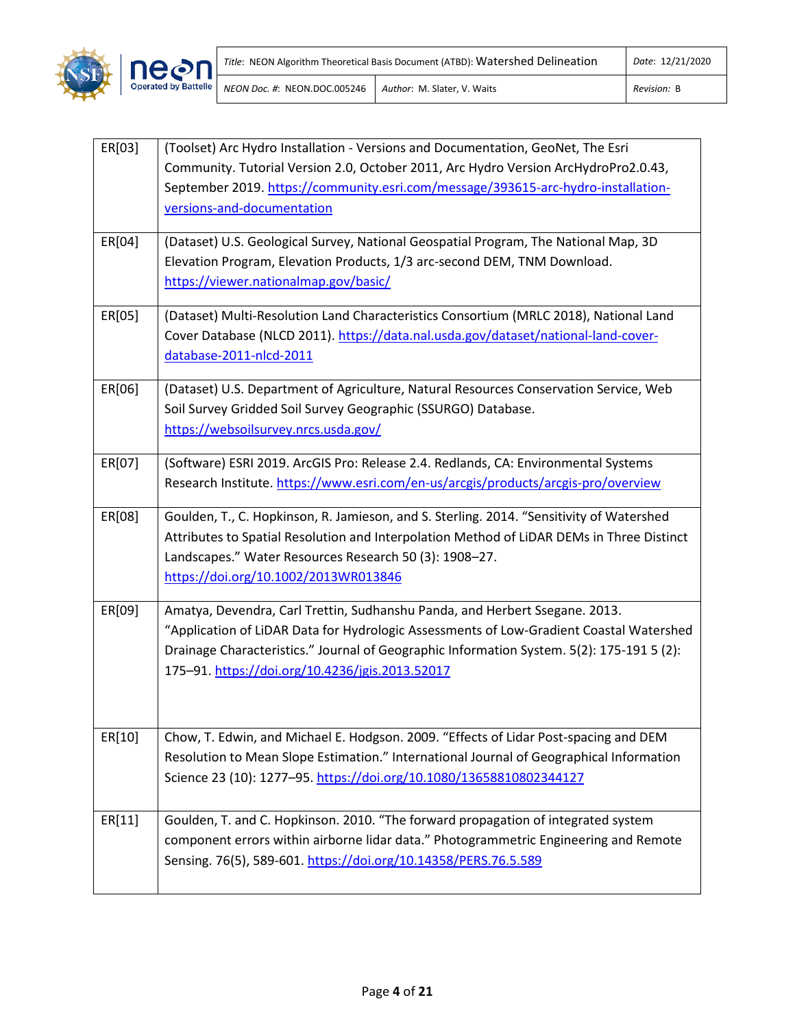| | |
|---|---|
| ER[03] | (Toolset) Arc Hydro Installation - Versions and Documentation, GeoNet, The Esri Community. Tutorial Version 2.0, October 2011, Arc Hydro Version ArcHydroPro2.0.43, September 2019. https://community.esri.com/message/393615-arc-hydro-installation-versions-and-documentation |
| ER[04] | (Dataset) U.S. Geological Survey, National Geospatial Program, The National Map, 3D Elevation Program, Elevation Products, 1/3 arc-second DEM, TNM Download. https://viewer.nationalmap.gov/basic/ |
| ER[05] | (Dataset) Multi-Resolution Land Characteristics Consortium (MRLC 2018), National Land Cover Database (NLCD 2011). https://data.nal.usda.gov/dataset/national-land-cover-database-2011-nlcd-2011 |
| ER[06] | (Dataset) U.S. Department of Agriculture, Natural Resources Conservation Service, Web Soil Survey Gridded Soil Survey Geographic (SSURGO) Database. https://websoilsurvey.nrcs.usda.gov/ |
| ER[07] | (Software) ESRI 2019. ArcGIS Pro: Release 2.4. Redlands, CA: Environmental Systems Research Institute. https://www.esri.com/en-us/arcgis/products/arcgis-pro/overview |
| ER[08] | Goulden, T., C. Hopkinson, R. Jamieson, and S. Sterling. 2014. "Sensitivity of Watershed Attributes to Spatial Resolution and Interpolation Method of LiDAR DEMs in Three Distinct Landscapes." Water Resources Research 50 (3): 1908–27. https://doi.org/10.1002/2013WR013846 |
| ER[09] | Amatya, Devendra, Carl Trettin, Sudhanshu Panda, and Herbert Ssegane. 2013. "Application of LiDAR Data for Hydrologic Assessments of Low-Gradient Coastal Watershed Drainage Characteristics." Journal of Geographic Information System. 5(2): 175-191 5 (2): 175–91. https://doi.org/10.4236/jgis.2013.52017 |
| ER[10] | Chow, T. Edwin, and Michael E. Hodgson. 2009. "Effects of Lidar Post-spacing and DEM Resolution to Mean Slope Estimation." International Journal of Geographical Information Science 23 (10): 1277–95. https://doi.org/10.1080/13658810802344127 |
| ER[11] | Goulden, T. and C. Hopkinson. 2010. "The forward propagation of integrated system component errors within airborne lidar data." Photogrammetric Engineering and Remote Sensing. 76(5), 589-601. https://doi.org/10.14358/PERS.76.5.589 |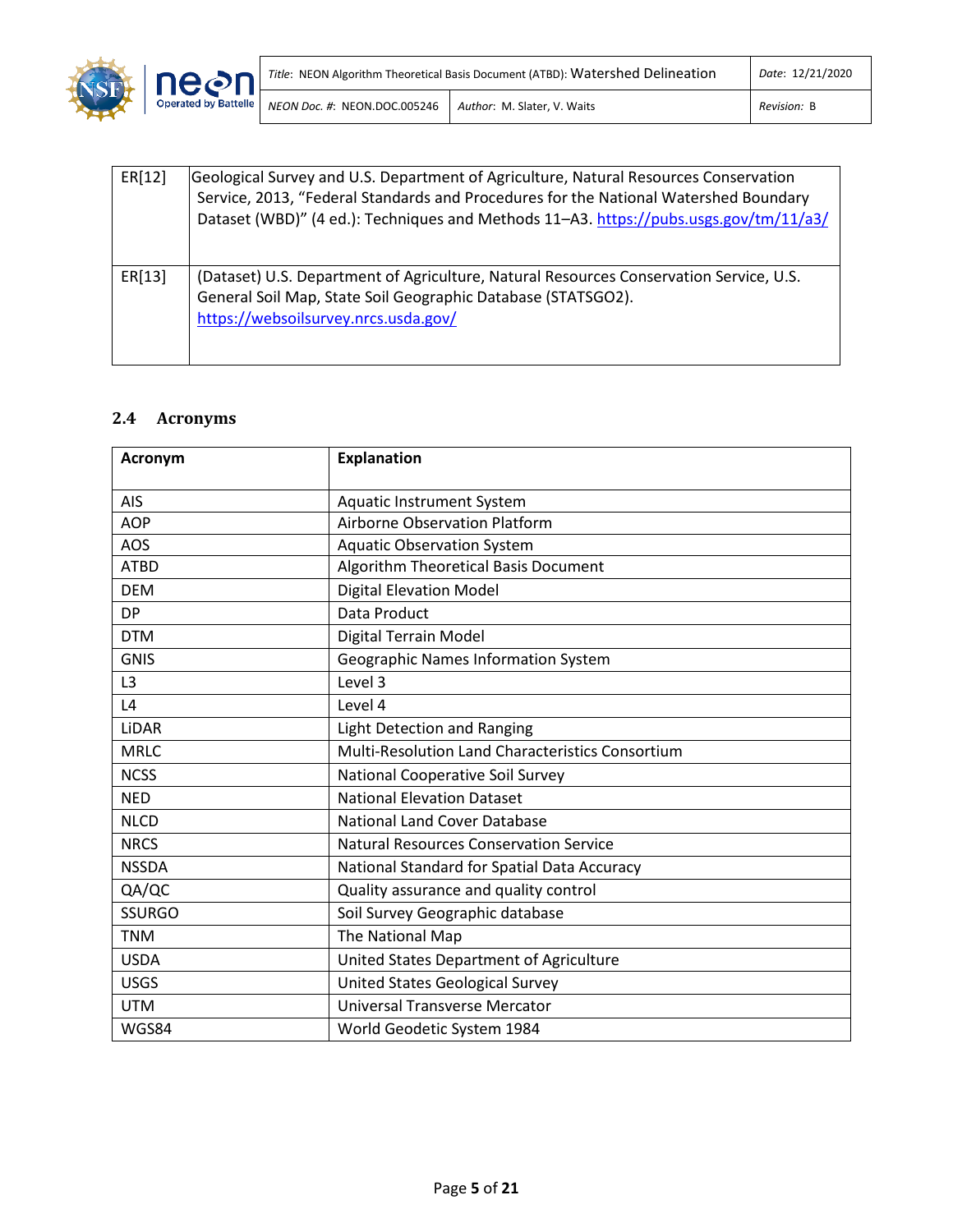| | |
|---|---|
| ER[12] | Geological Survey and U.S. Department of Agriculture, Natural Resources Conservation Service, 2013, "Federal Standards and Procedures for the National Watershed Boundary Dataset (WBD)" (4 ed.): Techniques and Methods 11–A3. https://pubs.usgs.gov/tm/11/a3/ |
| ER[13] | (Dataset) U.S. Department of Agriculture, Natural Resources Conservation Service, U.S. General Soil Map, State Soil Geographic Database (STATSGO2). https://websoilsurvey.nrcs.usda.gov/ |

## 2.4 Acronyms

| Acronym | Explanation |
|---|---|
| AIS | Aquatic Instrument System |
| AOP | Airborne Observation Platform |
| AOS | Aquatic Observation System |
| ATBD | Algorithm Theoretical Basis Document |
| DEM | Digital Elevation Model |
| DP | Data Product |
| DTM | Digital Terrain Model |
| GNIS | Geographic Names Information System |
| L3 | Level 3 |
| L4 | Level 4 |
| LiDAR | Light Detection and Ranging |
| MRLC | Multi-Resolution Land Characteristics Consortium |
| NCSS | National Cooperative Soil Survey |
| NED | National Elevation Dataset |
| NLCD | National Land Cover Database |
| NRCS | Natural Resources Conservation Service |
| NSSDA | National Standard for Spatial Data Accuracy |
| QA/QC | Quality assurance and quality control |
| SSURGO | Soil Survey Geographic database |
| TNM | The National Map |
| USDA | United States Department of Agriculture |
| USGS | United States Geological Survey |
| UTM | Universal Transverse Mercator |
| WGS84 | World Geodetic System 1984 |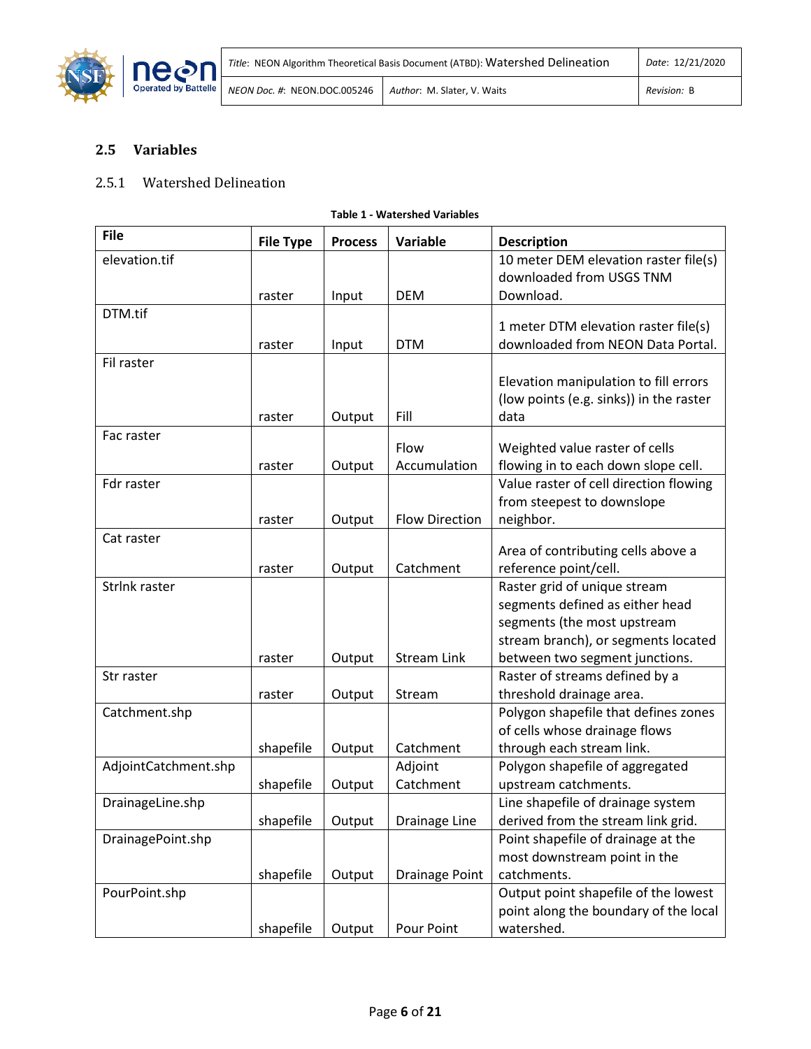## 2.5 Variables

### 2.5.1 Watershed Delineation

**Table 1 - Watershed Variables**

| File | File Type | Process | Variable | Description |
|---|---|---|---|---|
| elevation.tif | raster | Input | DEM | 10 meter DEM elevation raster file(s) downloaded from USGS TNM Download. |
| DTM.tif | raster | Input | DTM | 1 meter DTM elevation raster file(s) downloaded from NEON Data Portal. |
| Fil raster | raster | Output | Fill | Elevation manipulation to fill errors (low points (e.g. sinks)) in the raster data |
| Fac raster | raster | Output | Flow Accumulation | Weighted value raster of cells flowing in to each down slope cell. |
| Fdr raster | raster | Output | Flow Direction | Value raster of cell direction flowing from steepest to downslope neighbor. |
| Cat raster | raster | Output | Catchment | Area of contributing cells above a reference point/cell. |
| StrInk raster | raster | Output | Stream Link | Raster grid of unique stream segments defined as either head segments (the most upstream stream branch), or segments located between two segment junctions. |
| Str raster | raster | Output | Stream | Raster of streams defined by a threshold drainage area. |
| Catchment.shp | shapefile | Output | Catchment | Polygon shapefile that defines zones of cells whose drainage flows through each stream link. |
| AdjointCatchment.shp | shapefile | Output | Adjoint Catchment | Polygon shapefile of aggregated upstream catchments. |
| DrainageLine.shp | shapefile | Output | Drainage Line | Line shapefile of drainage system derived from the stream link grid. |
| DrainagePoint.shp | shapefile | Output | Drainage Point | Point shapefile of drainage at the most downstream point in the catchments. |
| PourPoint.shp | shapefile | Output | Pour Point | Output point shapefile of the lowest point along the boundary of the local watershed. |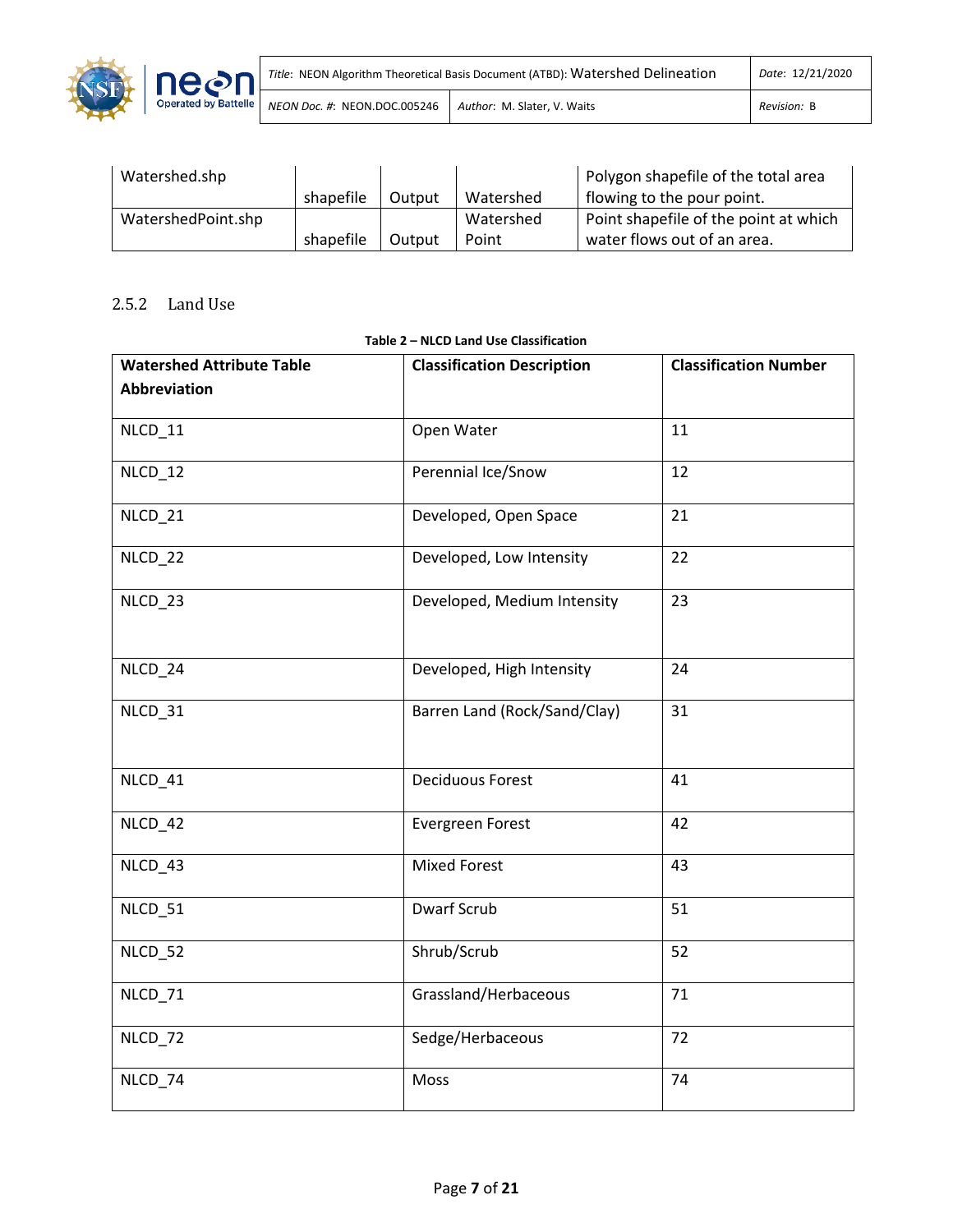| Watershed.shp | shapefile | Output | Watershed | Polygon shapefile of the total area flowing to the pour point. |
|---|---|---|---|---|
| WatershedPoint.shp | shapefile | Output | Watershed Point | Point shapefile of the point at which water flows out of an area. |

### 2.5.2 Land Use

**Table 2 – NLCD Land Use Classification**

| Watershed Attribute Table Abbreviation | Classification Description | Classification Number |
|---|---|---|
| NLCD_11 | Open Water | 11 |
| NLCD_12 | Perennial Ice/Snow | 12 |
| NLCD_21 | Developed, Open Space | 21 |
| NLCD_22 | Developed, Low Intensity | 22 |
| NLCD_23 | Developed, Medium Intensity | 23 |
| NLCD_24 | Developed, High Intensity | 24 |
| NLCD_31 | Barren Land (Rock/Sand/Clay) | 31 |
| NLCD_41 | Deciduous Forest | 41 |
| NLCD_42 | Evergreen Forest | 42 |
| NLCD_43 | Mixed Forest | 43 |
| NLCD_51 | Dwarf Scrub | 51 |
| NLCD_52 | Shrub/Scrub | 52 |
| NLCD_71 | Grassland/Herbaceous | 71 |
| NLCD_72 | Sedge/Herbaceous | 72 |
| NLCD_74 | Moss | 74 |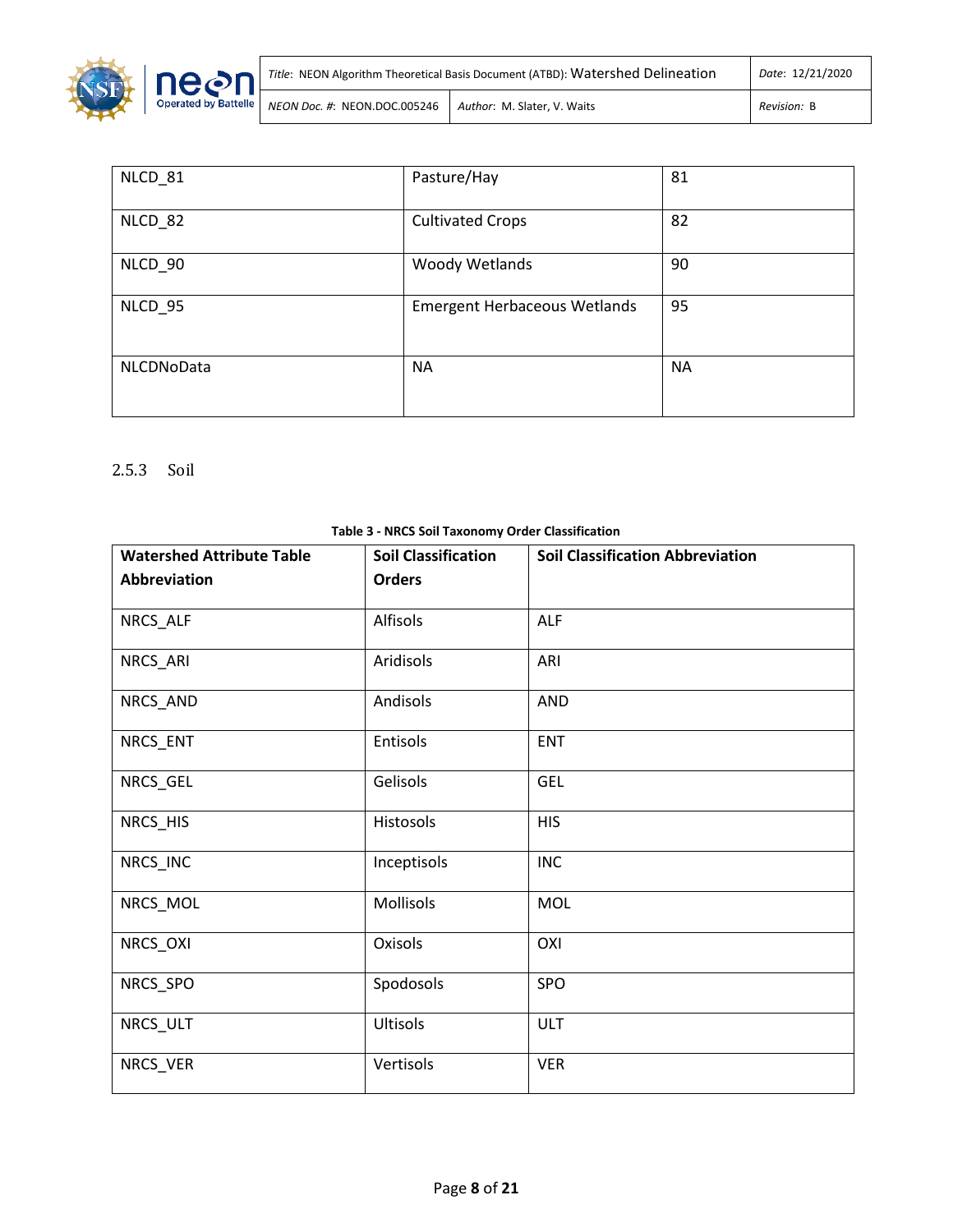| NLCD_81 | Pasture/Hay | 81 |
|---|---|---|
| NLCD_82 | Cultivated Crops | 82 |
| NLCD_90 | Woody Wetlands | 90 |
| NLCD_95 | Emergent Herbaceous Wetlands | 95 |
| NLCDNoData | NA | NA |

### 2.5.3 Soil

**Table 3 - NRCS Soil Taxonomy Order Classification**

| Watershed Attribute Table Abbreviation | Soil Classification Orders | Soil Classification Abbreviation |
|---|---|---|
| NRCS_ALF | Alfisols | ALF |
| NRCS_ARI | Aridisols | ARI |
| NRCS_AND | Andisols | AND |
| NRCS_ENT | Entisols | ENT |
| NRCS_GEL | Gelisols | GEL |
| NRCS_HIS | Histosols | HIS |
| NRCS_INC | Inceptisols | INC |
| NRCS_MOL | Mollisols | MOL |
| NRCS_OXI | Oxisols | OXI |
| NRCS_SPO | Spodosols | SPO |
| NRCS_ULT | Ultisols | ULT |
| NRCS_VER | Vertisols | VER |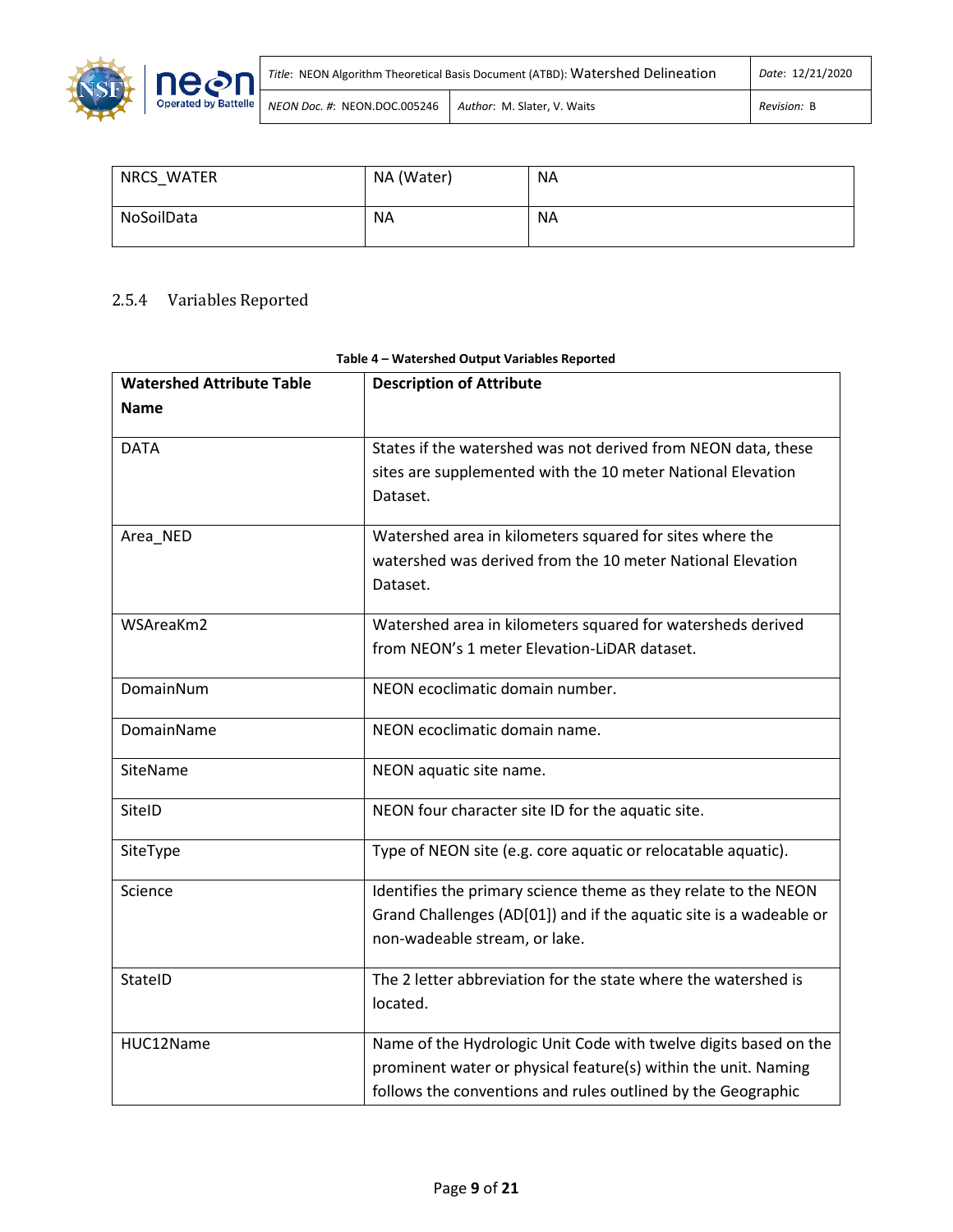| NRCS_WATER | NA (Water) | NA |
|---|---|---|
| NoSoilData | NA | NA |

### 2.5.4 Variables Reported

**Table 4 – Watershed Output Variables Reported**

| Watershed Attribute Table Name | Description of Attribute |
|---|---|
| DATA | States if the watershed was not derived from NEON data, these sites are supplemented with the 10 meter National Elevation Dataset. |
| Area_NED | Watershed area in kilometers squared for sites where the watershed was derived from the 10 meter National Elevation Dataset. |
| WSAreaKm2 | Watershed area in kilometers squared for watersheds derived from NEON's 1 meter Elevation-LiDAR dataset. |
| DomainNum | NEON ecoclimatic domain number. |
| DomainName | NEON ecoclimatic domain name. |
| SiteName | NEON aquatic site name. |
| SiteID | NEON four character site ID for the aquatic site. |
| SiteType | Type of NEON site (e.g. core aquatic or relocatable aquatic). |
| Science | Identifies the primary science theme as they relate to the NEON Grand Challenges (AD[01]) and if the aquatic site is a wadeable or non-wadeable stream, or lake. |
| StateID | The 2 letter abbreviation for the state where the watershed is located. |
| HUC12Name | Name of the Hydrologic Unit Code with twelve digits based on the prominent water or physical feature(s) within the unit. Naming follows the conventions and rules outlined by the Geographic |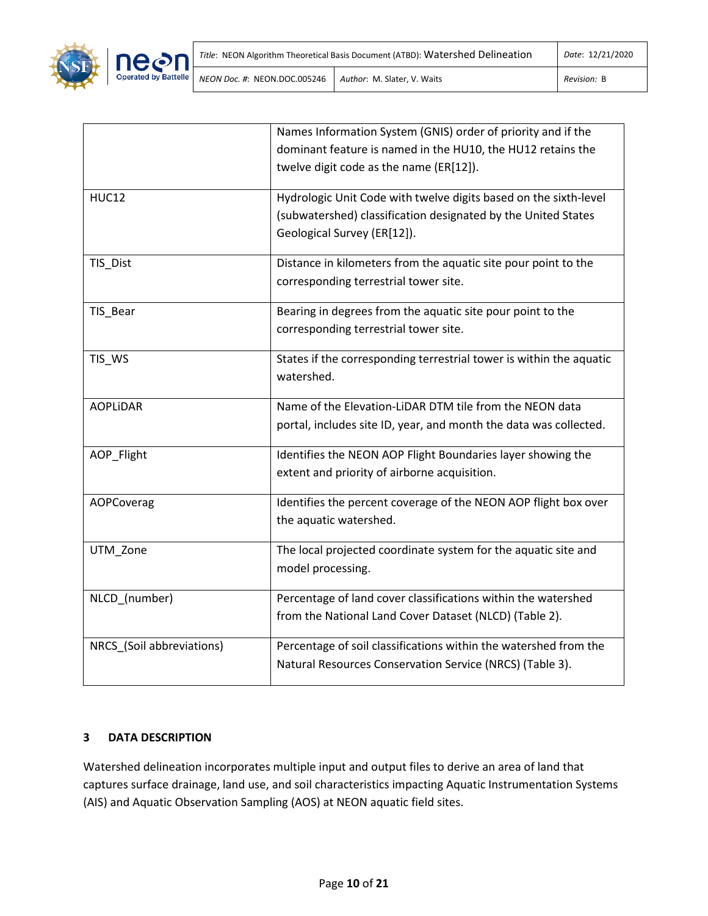| | |
|---|---|
| | Names Information System (GNIS) order of priority and if the dominant feature is named in the HU10, the HU12 retains the twelve digit code as the name (ER[12]). |
| HUC12 | Hydrologic Unit Code with twelve digits based on the sixth-level (subwatershed) classification designated by the United States Geological Survey (ER[12]). |
| TIS_Dist | Distance in kilometers from the aquatic site pour point to the corresponding terrestrial tower site. |
| TIS_Bear | Bearing in degrees from the aquatic site pour point to the corresponding terrestrial tower site. |
| TIS_WS | States if the corresponding terrestrial tower is within the aquatic watershed. |
| AOPLiDAR | Name of the Elevation-LiDAR DTM tile from the NEON data portal, includes site ID, year, and month the data was collected. |
| AOP_Flight | Identifies the NEON AOP Flight Boundaries layer showing the extent and priority of airborne acquisition. |
| AOPCoverag | Identifies the percent coverage of the NEON AOP flight box over the aquatic watershed. |
| UTM_Zone | The local projected coordinate system for the aquatic site and model processing. |
| NLCD_(number) | Percentage of land cover classifications within the watershed from the National Land Cover Dataset (NLCD) (Table 2). |
| NRCS_(Soil abbreviations) | Percentage of soil classifications within the watershed from the Natural Resources Conservation Service (NRCS) (Table 3). |

## 3 DATA DESCRIPTION

Watershed delineation incorporates multiple input and output files to derive an area of land that captures surface drainage, land use, and soil characteristics impacting Aquatic Instrumentation Systems (AIS) and Aquatic Observation Sampling (AOS) at NEON aquatic field sites.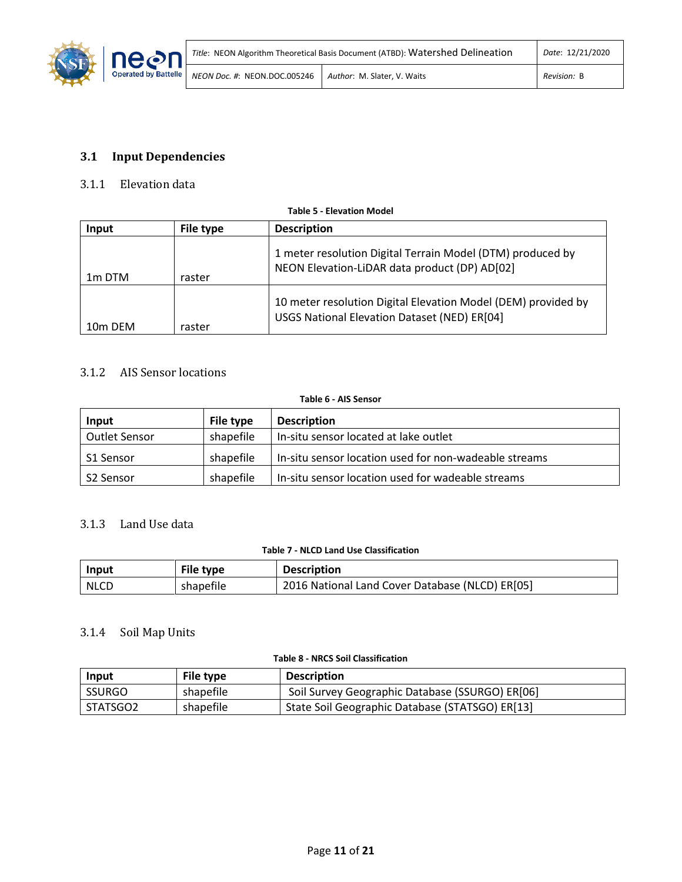## 3.1 Input Dependencies

### 3.1.1 Elevation data

**Table 5 - Elevation Model**

| Input | File type | Description |
|---|---|---|
| 1m DTM | raster | 1 meter resolution Digital Terrain Model (DTM) produced by NEON Elevation-LiDAR data product (DP) AD[02] |
| 10m DEM | raster | 10 meter resolution Digital Elevation Model (DEM) provided by USGS National Elevation Dataset (NED) ER[04] |

### 3.1.2 AIS Sensor locations

**Table 6 - AIS Sensor**

| Input | File type | Description |
|---|---|---|
| Outlet Sensor | shapefile | In-situ sensor located at lake outlet |
| S1 Sensor | shapefile | In-situ sensor location used for non-wadeable streams |
| S2 Sensor | shapefile | In-situ sensor location used for wadeable streams |

### 3.1.3 Land Use data

**Table 7 - NLCD Land Use Classification**

| Input | File type | Description |
|---|---|---|
| NLCD | shapefile | 2016 National Land Cover Database (NLCD) ER[05] |

### 3.1.4 Soil Map Units

**Table 8 - NRCS Soil Classification**

| Input | File type | Description |
|---|---|---|
| SSURGO | shapefile | Soil Survey Geographic Database (SSURGO) ER[06] |
| STATSGO2 | shapefile | State Soil Geographic Database (STATSGO) ER[13] |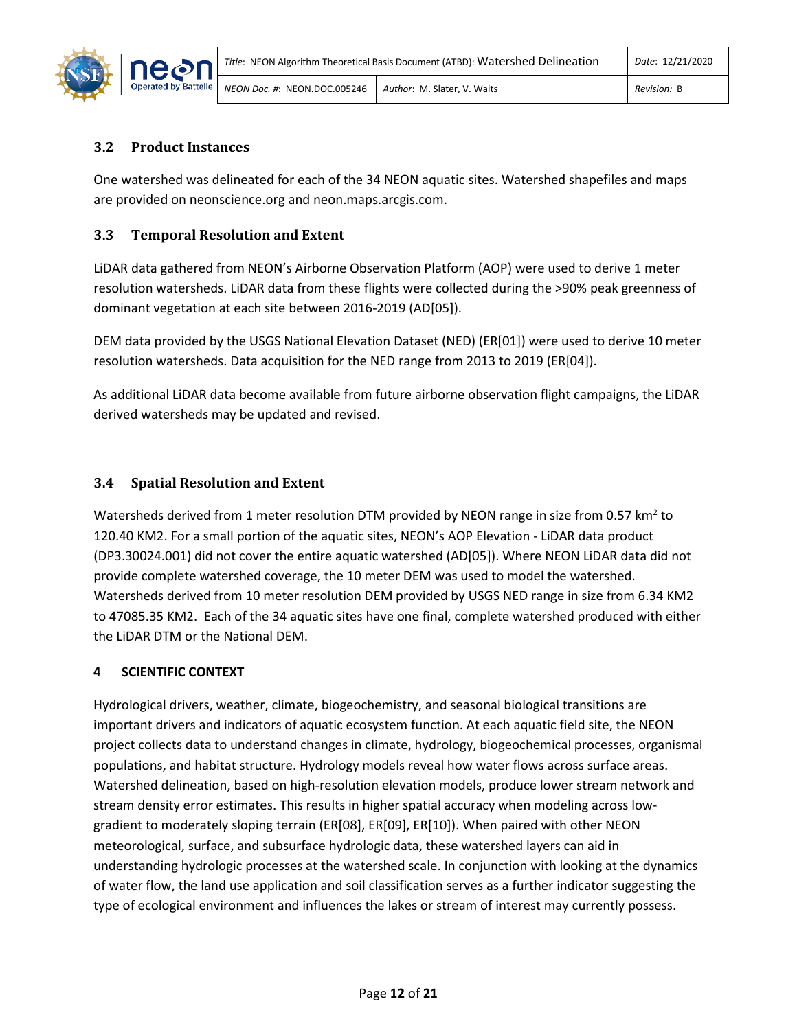### 3.2 Product Instances

One watershed was delineated for each of the 34 NEON aquatic sites. Watershed shapefiles and maps are provided on neonscience.org and neon.maps.arcgis.com.

### 3.3 Temporal Resolution and Extent

LiDAR data gathered from NEON's Airborne Observation Platform (AOP) were used to derive 1 meter resolution watersheds. LiDAR data from these flights were collected during the >90% peak greenness of dominant vegetation at each site between 2016-2019 (AD[05]).

DEM data provided by the USGS National Elevation Dataset (NED) (ER[01]) were used to derive 10 meter resolution watersheds. Data acquisition for the NED range from 2013 to 2019 (ER[04]).

As additional LiDAR data become available from future airborne observation flight campaigns, the LiDAR derived watersheds may be updated and revised.

### 3.4 Spatial Resolution and Extent

Watersheds derived from 1 meter resolution DTM provided by NEON range in size from 0.57 $km^2$ to 120.40 KM2. For a small portion of the aquatic sites, NEON's AOP Elevation - LiDAR data product (DP3.30024.001) did not cover the entire aquatic watershed (AD[05]). Where NEON LiDAR data did not provide complete watershed coverage, the 10 meter DEM was used to model the watershed. Watersheds derived from 10 meter resolution DEM provided by USGS NED range in size from 6.34 KM2 to 47085.35 KM2. Each of the 34 aquatic sites have one final, complete watershed produced with either the LiDAR DTM or the National DEM.

## 4 SCIENTIFIC CONTEXT

Hydrological drivers, weather, climate, biogeochemistry, and seasonal biological transitions are important drivers and indicators of aquatic ecosystem function. At each aquatic field site, the NEON project collects data to understand changes in climate, hydrology, biogeochemical processes, organismal populations, and habitat structure. Hydrology models reveal how water flows across surface areas. Watershed delineation, based on high-resolution elevation models, produce lower stream network and stream density error estimates. This results in higher spatial accuracy when modeling across low-gradient to moderately sloping terrain (ER[08], ER[09], ER[10]). When paired with other NEON meteorological, surface, and subsurface hydrologic data, these watershed layers can aid in understanding hydrologic processes at the watershed scale. In conjunction with looking at the dynamics of water flow, the land use application and soil classification serves as a further indicator suggesting the type of ecological environment and influences the lakes or stream of interest may currently possess.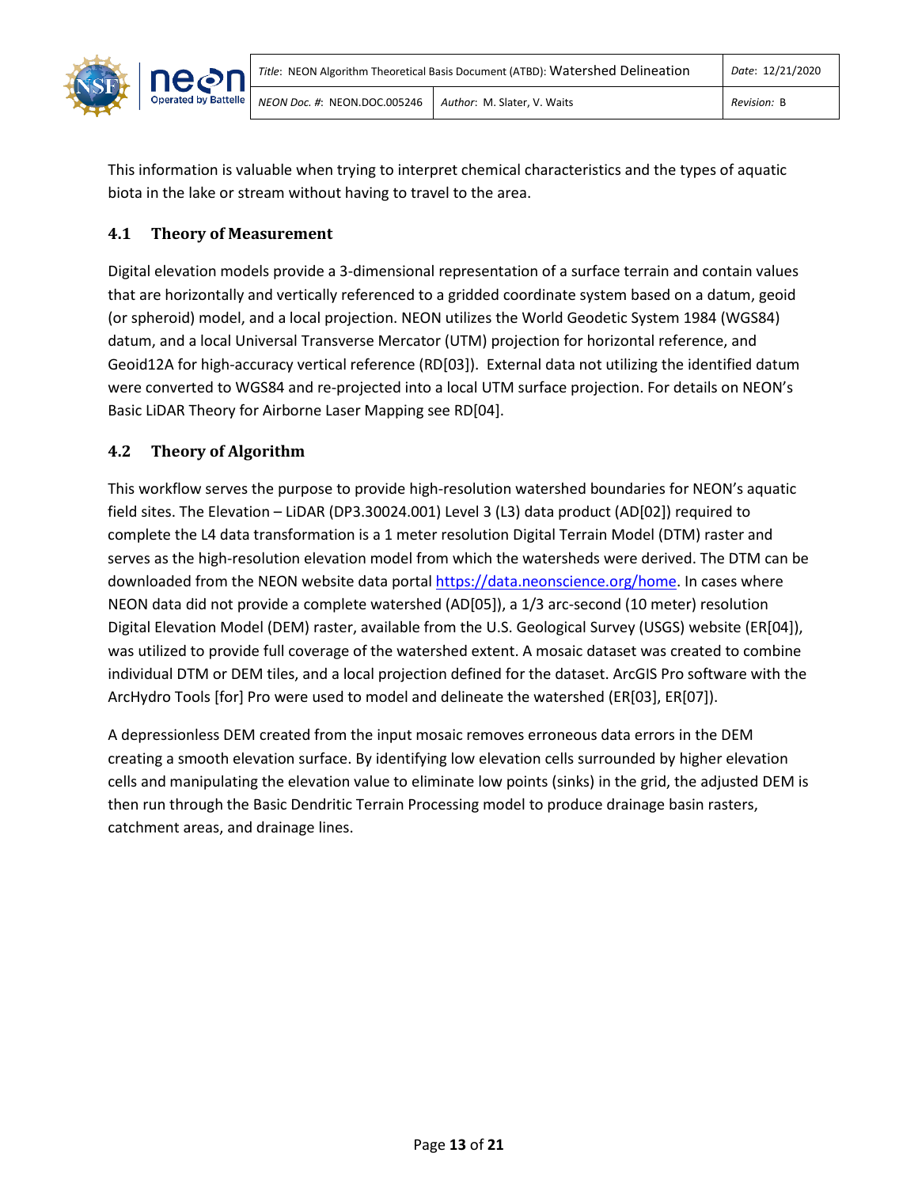This information is valuable when trying to interpret chemical characteristics and the types of aquatic biota in the lake or stream without having to travel to the area.

## 4.1 Theory of Measurement

Digital elevation models provide a 3-dimensional representation of a surface terrain and contain values that are horizontally and vertically referenced to a gridded coordinate system based on a datum, geoid (or spheroid) model, and a local projection. NEON utilizes the World Geodetic System 1984 (WGS84) datum, and a local Universal Transverse Mercator (UTM) projection for horizontal reference, and Geoid12A for high-accuracy vertical reference (RD[03]). External data not utilizing the identified datum were converted to WGS84 and re-projected into a local UTM surface projection. For details on NEON's Basic LiDAR Theory for Airborne Laser Mapping see RD[04].

## 4.2 Theory of Algorithm

This workflow serves the purpose to provide high-resolution watershed boundaries for NEON's aquatic field sites. The Elevation – LiDAR (DP3.30024.001) Level 3 (L3) data product (AD[02]) required to complete the L4 data transformation is a 1 meter resolution Digital Terrain Model (DTM) raster and serves as the high-resolution elevation model from which the watersheds were derived. The DTM can be downloaded from the NEON website data portal https://data.neonscience.org/home. In cases where NEON data did not provide a complete watershed (AD[05]), a 1/3 arc-second (10 meter) resolution Digital Elevation Model (DEM) raster, available from the U.S. Geological Survey (USGS) website (ER[04]), was utilized to provide full coverage of the watershed extent. A mosaic dataset was created to combine individual DTM or DEM tiles, and a local projection defined for the dataset. ArcGIS Pro software with the ArcHydro Tools [for] Pro were used to model and delineate the watershed (ER[03], ER[07]).

A depressionless DEM created from the input mosaic removes erroneous data errors in the DEM creating a smooth elevation surface. By identifying low elevation cells surrounded by higher elevation cells and manipulating the elevation value to eliminate low points (sinks) in the grid, the adjusted DEM is then run through the Basic Dendritic Terrain Processing model to produce drainage basin rasters, catchment areas, and drainage lines.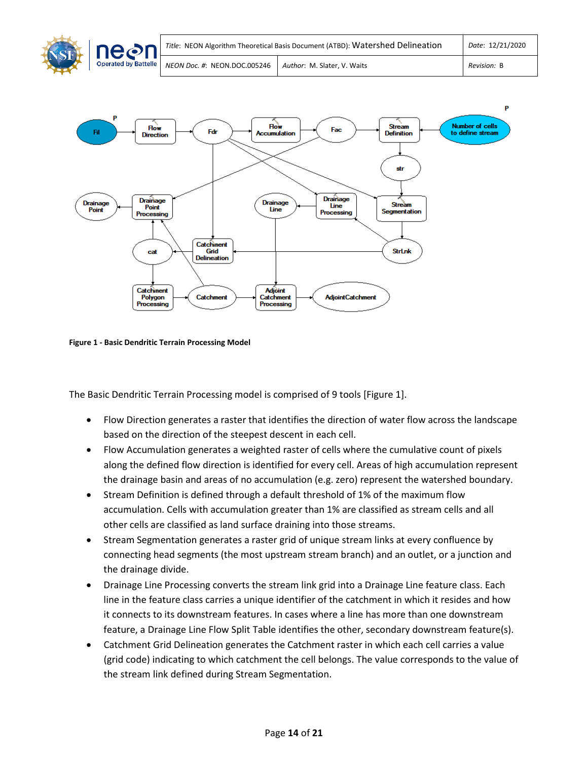Figure 1 - Basic Dendritic Terrain Processing Model

The Basic Dendritic Terrain Processing model is comprised of 9 tools [Figure 1].

- Flow Direction generates a raster that identifies the direction of water flow across the landscape based on the direction of the steepest descent in each cell.
- Flow Accumulation generates a weighted raster of cells where the cumulative count of pixels along the defined flow direction is identified for every cell. Areas of high accumulation represent the drainage basin and areas of no accumulation (e.g. zero) represent the watershed boundary.
- Stream Definition is defined through a default threshold of 1% of the maximum flow accumulation. Cells with accumulation greater than 1% are classified as stream cells and all other cells are classified as land surface draining into those streams.
- Stream Segmentation generates a raster grid of unique stream links at every confluence by connecting head segments (the most upstream stream branch) and an outlet, or a junction and the drainage divide.
- Drainage Line Processing converts the stream link grid into a Drainage Line feature class. Each line in the feature class carries a unique identifier of the catchment in which it resides and how it connects to its downstream features. In cases where a line has more than one downstream feature, a Drainage Line Flow Split Table identifies the other, secondary downstream feature(s).
- Catchment Grid Delineation generates the Catchment raster in which each cell carries a value (grid code) indicating to which catchment the cell belongs. The value corresponds to the value of the stream link defined during Stream Segmentation.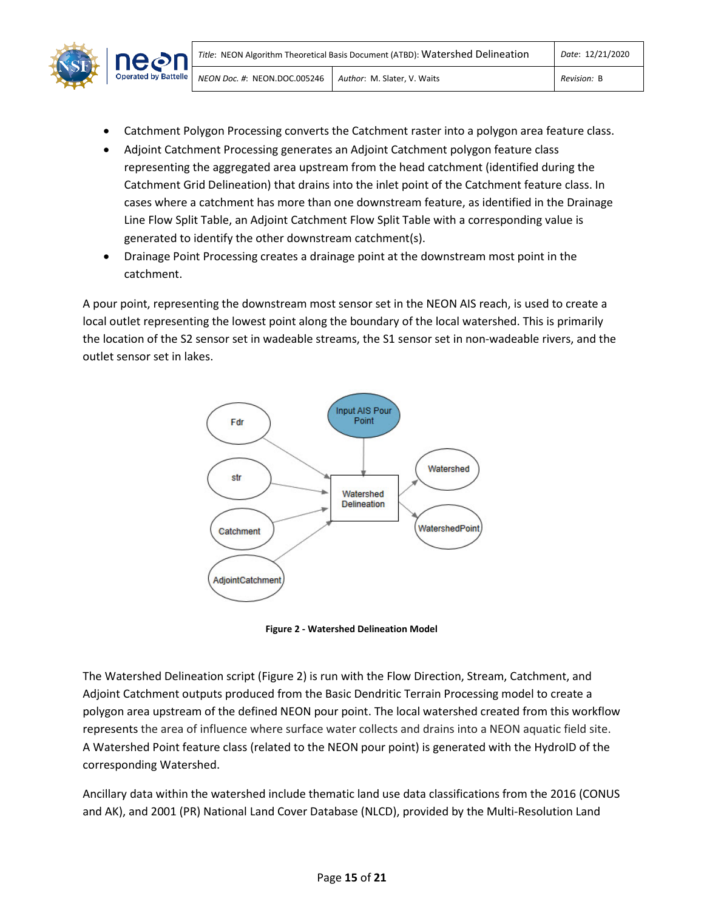- Catchment Polygon Processing converts the Catchment raster into a polygon area feature class.
- Adjoint Catchment Processing generates an Adjoint Catchment polygon feature class representing the aggregated area upstream from the head catchment (identified during the Catchment Grid Delineation) that drains into the inlet point of the Catchment feature class. In cases where a catchment has more than one downstream feature, as identified in the Drainage Line Flow Split Table, an Adjoint Catchment Flow Split Table with a corresponding value is generated to identify the other downstream catchment(s).
- Drainage Point Processing creates a drainage point at the downstream most point in the catchment.

A pour point, representing the downstream most sensor set in the NEON AIS reach, is used to create a local outlet representing the lowest point along the boundary of the local watershed. This is primarily the location of the S2 sensor set in wadeable streams, the S1 sensor set in non-wadeable rivers, and the outlet sensor set in lakes.

**Figure 2 - Watershed Delineation Model**

The Watershed Delineation script (Figure 2) is run with the Flow Direction, Stream, Catchment, and Adjoint Catchment outputs produced from the Basic Dendritic Terrain Processing model to create a polygon area upstream of the defined NEON pour point. The local watershed created from this workflow represents the area of influence where surface water collects and drains into a NEON aquatic field site. A Watershed Point feature class (related to the NEON pour point) is generated with the HydroID of the corresponding Watershed.

Ancillary data within the watershed include thematic land use data classifications from the 2016 (CONUS and AK), and 2001 (PR) National Land Cover Database (NLCD), provided by the Multi-Resolution Land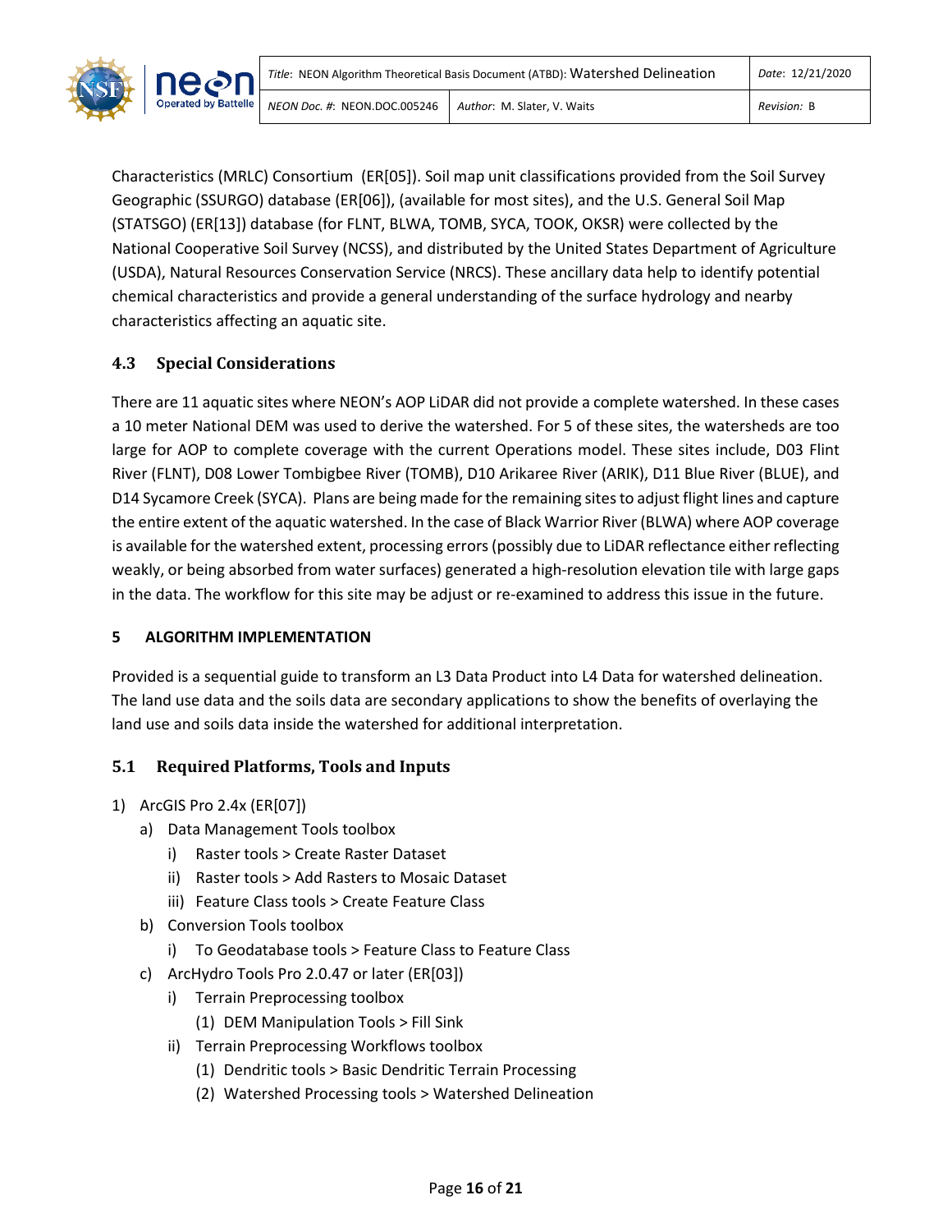Characteristics (MRLC) Consortium (ER[05]). Soil map unit classifications provided from the Soil Survey Geographic (SSURGO) database (ER[06]), (available for most sites), and the U.S. General Soil Map (STATSGO) (ER[13]) database (for FLNT, BLWA, TOMB, SYCA, TOOK, OKSR) were collected by the National Cooperative Soil Survey (NCSS), and distributed by the United States Department of Agriculture (USDA), Natural Resources Conservation Service (NRCS). These ancillary data help to identify potential chemical characteristics and provide a general understanding of the surface hydrology and nearby characteristics affecting an aquatic site.

### 4.3 Special Considerations

There are 11 aquatic sites where NEON's AOP LiDAR did not provide a complete watershed. In these cases a 10 meter National DEM was used to derive the watershed. For 5 of these sites, the watersheds are too large for AOP to complete coverage with the current Operations model. These sites include, D03 Flint River (FLNT), D08 Lower Tombigbee River (TOMB), D10 Arikaree River (ARIK), D11 Blue River (BLUE), and D14 Sycamore Creek (SYCA). Plans are being made for the remaining sites to adjust flight lines and capture the entire extent of the aquatic watershed. In the case of Black Warrior River (BLWA) where AOP coverage is available for the watershed extent, processing errors (possibly due to LiDAR reflectance either reflecting weakly, or being absorbed from water surfaces) generated a high-resolution elevation tile with large gaps in the data. The workflow for this site may be adjust or re-examined to address this issue in the future.

## 5 ALGORITHM IMPLEMENTATION

Provided is a sequential guide to transform an L3 Data Product into L4 Data for watershed delineation. The land use data and the soils data are secondary applications to show the benefits of overlaying the land use and soils data inside the watershed for additional interpretation.

### 5.1 Required Platforms, Tools and Inputs

1) ArcGIS Pro 2.4x (ER[07])
   a) Data Management Tools toolbox
      i) Raster tools > Create Raster Dataset
      ii) Raster tools > Add Rasters to Mosaic Dataset
      iii) Feature Class tools > Create Feature Class
   b) Conversion Tools toolbox
      i) To Geodatabase tools > Feature Class to Feature Class
   c) ArcHydro Tools Pro 2.0.47 or later (ER[03])
      i) Terrain Preprocessing toolbox
         (1) DEM Manipulation Tools > Fill Sink
      ii) Terrain Preprocessing Workflows toolbox
         (1) Dendritic tools > Basic Dendritic Terrain Processing
         (2) Watershed Processing tools > Watershed Delineation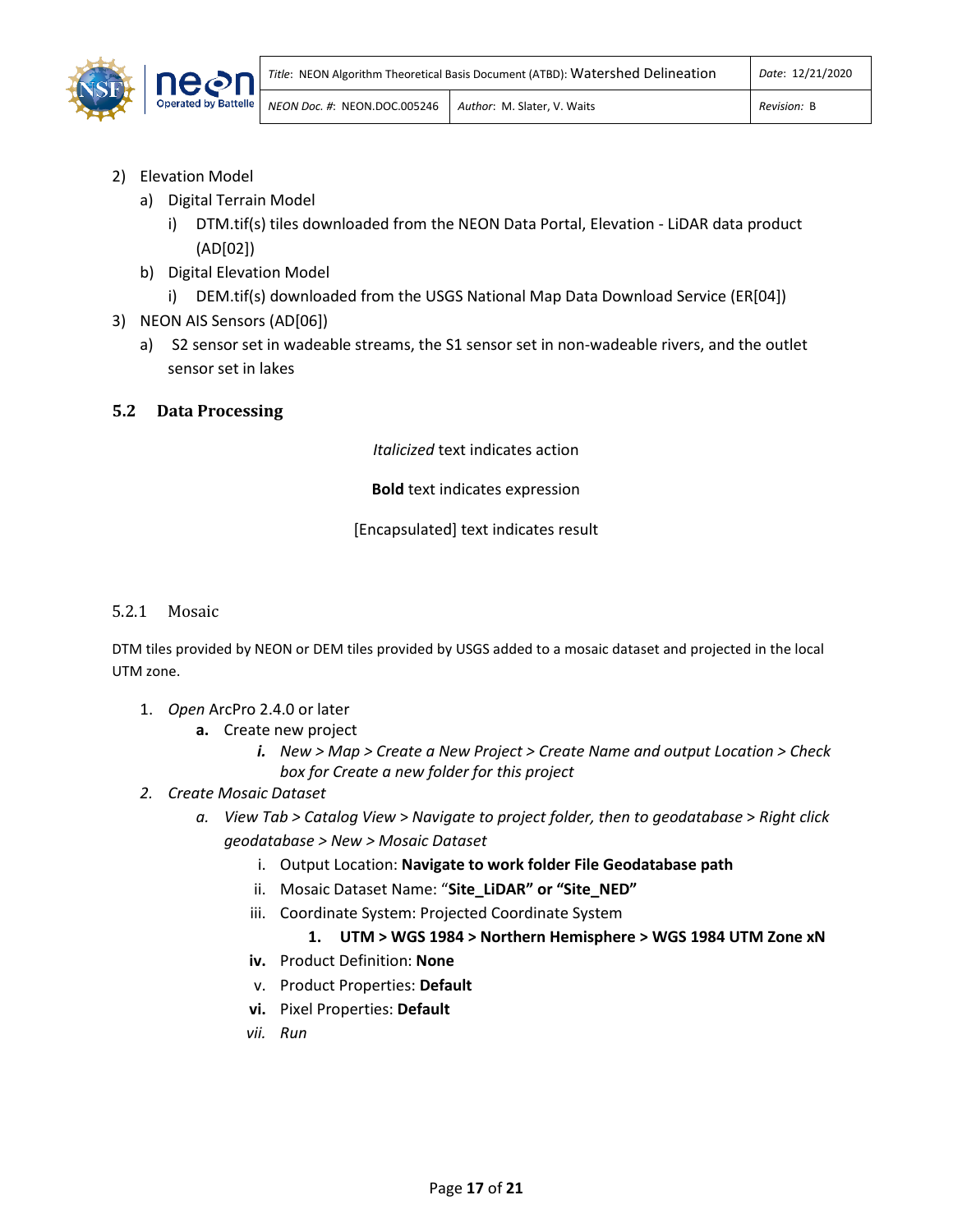2) Elevation Model
   a) Digital Terrain Model
      i) DTM.tif(s) tiles downloaded from the NEON Data Portal, Elevation - LiDAR data product (AD[02])
   b) Digital Elevation Model
      i) DEM.tif(s) downloaded from the USGS National Map Data Download Service (ER[04])
3) NEON AIS Sensors (AD[06])
   a) S2 sensor set in wadeable streams, the S1 sensor set in non-wadeable rivers, and the outlet sensor set in lakes

## 5.2 Data Processing

*Italicized* text indicates action

**Bold** text indicates expression

[Encapsulated] text indicates result

### 5.2.1 Mosaic

DTM tiles provided by NEON or DEM tiles provided by USGS added to a mosaic dataset and projected in the local UTM zone.

1. *Open* ArcPro 2.4.0 or later
   - **a.** Create new project
     - ***i.*** *New > Map > Create a New Project > Create Name and output Location > Check box for Create a new folder for this project*
2. *Create Mosaic Dataset*
   - *a. View Tab > Catalog View > Navigate to project folder, then to geodatabase > Right click geodatabase > New > Mosaic Dataset*
     - i. Output Location: **Navigate to work folder File Geodatabase path**
     - ii. Mosaic Dataset Name: "**Site_LiDAR" or "Site_NED"**
     - iii. Coordinate System: Projected Coordinate System
       - **1. UTM > WGS 1984 > Northern Hemisphere > WGS 1984 UTM Zone xN**
     - **iv.** Product Definition: **None**
     - v. Product Properties: **Default**
     - **vi.** Pixel Properties: **Default**
     - *vii. Run*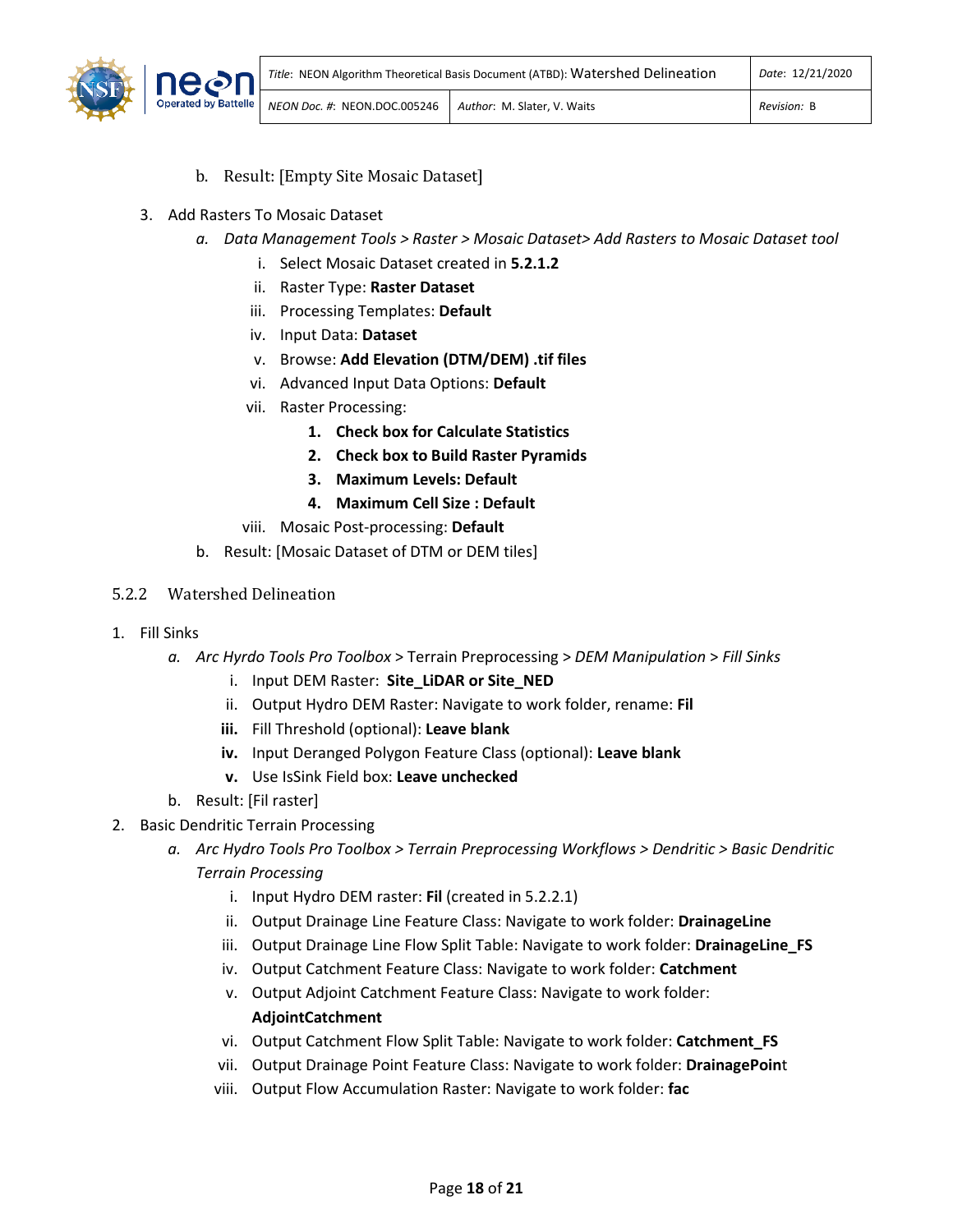b. Result: [Empty Site Mosaic Dataset]

3. Add Rasters To Mosaic Dataset
   a. *Data Management Tools > Raster > Mosaic Dataset> Add Rasters to Mosaic Dataset tool*
      i. Select Mosaic Dataset created in **5.2.1.2**
      ii. Raster Type: **Raster Dataset**
      iii. Processing Templates: **Default**
      iv. Input Data: **Dataset**
      v. Browse: **Add Elevation (DTM/DEM) .tif files**
      vi. Advanced Input Data Options: **Default**
      vii. Raster Processing:
         1. **Check box for Calculate Statistics**
         2. **Check box to Build Raster Pyramids**
         3. **Maximum Levels: Default**
         4. **Maximum Cell Size : Default**
      viii. Mosaic Post-processing: **Default**
   b. Result: [Mosaic Dataset of DTM or DEM tiles]

### 5.2.2 Watershed Delineation

1. Fill Sinks
   a. *Arc Hyrdo Tools Pro Toolbox* > Terrain Preprocessing > *DEM Manipulation > Fill Sinks*
      i. Input DEM Raster: **Site_LiDAR or Site_NED**
      ii. Output Hydro DEM Raster: Navigate to work folder, rename: **Fil**
      **iii.** Fill Threshold (optional): **Leave blank**
      **iv.** Input Deranged Polygon Feature Class (optional): **Leave blank**
      **v.** Use IsSink Field box: **Leave unchecked**
   b. Result: [Fil raster]
2. Basic Dendritic Terrain Processing
   a. *Arc Hydro Tools Pro Toolbox > Terrain Preprocessing Workflows > Dendritic > Basic Dendritic Terrain Processing*
      i. Input Hydro DEM raster: **Fil** (created in 5.2.2.1)
      ii. Output Drainage Line Feature Class: Navigate to work folder: **DrainageLine**
      iii. Output Drainage Line Flow Split Table: Navigate to work folder: **DrainageLine_FS**
      iv. Output Catchment Feature Class: Navigate to work folder: **Catchment**
      v. Output Adjoint Catchment Feature Class: Navigate to work folder: **AdjointCatchment**
      vi. Output Catchment Flow Split Table: Navigate to work folder: **Catchment_FS**
      vii. Output Drainage Point Feature Class: Navigate to work folder: **DrainagePoin**t
      viii. Output Flow Accumulation Raster: Navigate to work folder: **fac**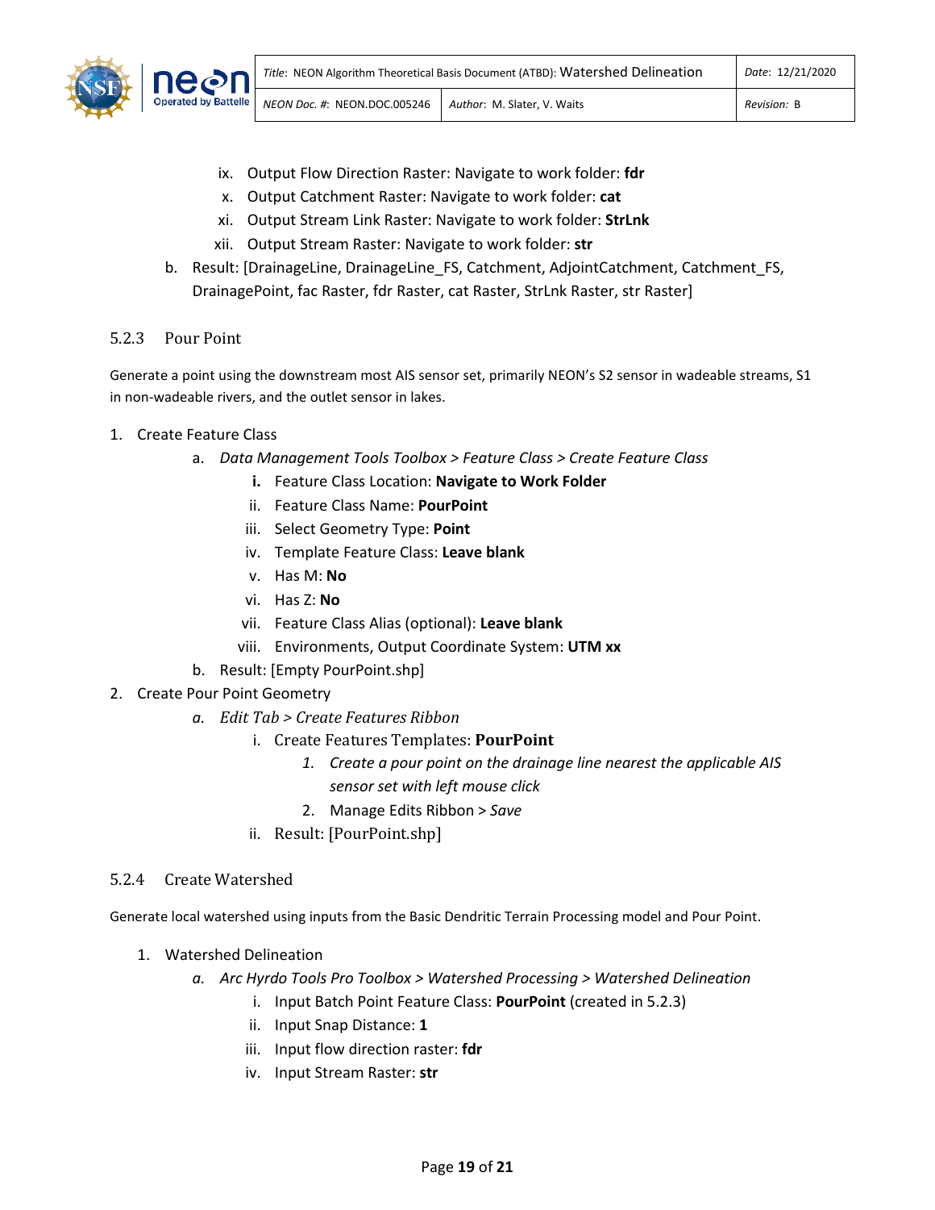ix. Output Flow Direction Raster: Navigate to work folder: **fdr**
   x. Output Catchment Raster: Navigate to work folder: **cat**
   xi. Output Stream Link Raster: Navigate to work folder: **StrLnk**
   xii. Output Stream Raster: Navigate to work folder: **str**

b. Result: [DrainageLine, DrainageLine_FS, Catchment, AdjointCatchment, Catchment_FS, DrainagePoint, fac Raster, fdr Raster, cat Raster, StrLnk Raster, str Raster]

### 5.2.3 Pour Point

Generate a point using the downstream most AIS sensor set, primarily NEON's S2 sensor in wadeable streams, S1 in non-wadeable rivers, and the outlet sensor in lakes.

1. Create Feature Class
   a. *Data Management Tools Toolbox > Feature Class > Create Feature Class*
      **i.** Feature Class Location: **Navigate to Work Folder**
      ii. Feature Class Name: **PourPoint**
      iii. Select Geometry Type: **Point**
      iv. Template Feature Class: **Leave blank**
      v. Has M: **No**
      vi. Has Z: **No**
      vii. Feature Class Alias (optional): **Leave blank**
      viii. Environments, Output Coordinate System: **UTM xx**
   b. Result: [Empty PourPoint.shp]
2. Create Pour Point Geometry
   *a. Edit Tab > Create Features Ribbon*
      i. Create Features Templates: **PourPoint**
         *1. Create a pour point on the drainage line nearest the applicable AIS sensor set with left mouse click*
         2. Manage Edits Ribbon > *Save*
      ii. Result: [PourPoint.shp]

### 5.2.4 Create Watershed

Generate local watershed using inputs from the Basic Dendritic Terrain Processing model and Pour Point.

1. Watershed Delineation
   *a. Arc Hyrdo Tools Pro Toolbox > Watershed Processing > Watershed Delineation*
      i. Input Batch Point Feature Class: **PourPoint** (created in 5.2.3)
      ii. Input Snap Distance: **1**
      iii. Input flow direction raster: **fdr**
      iv. Input Stream Raster: **str**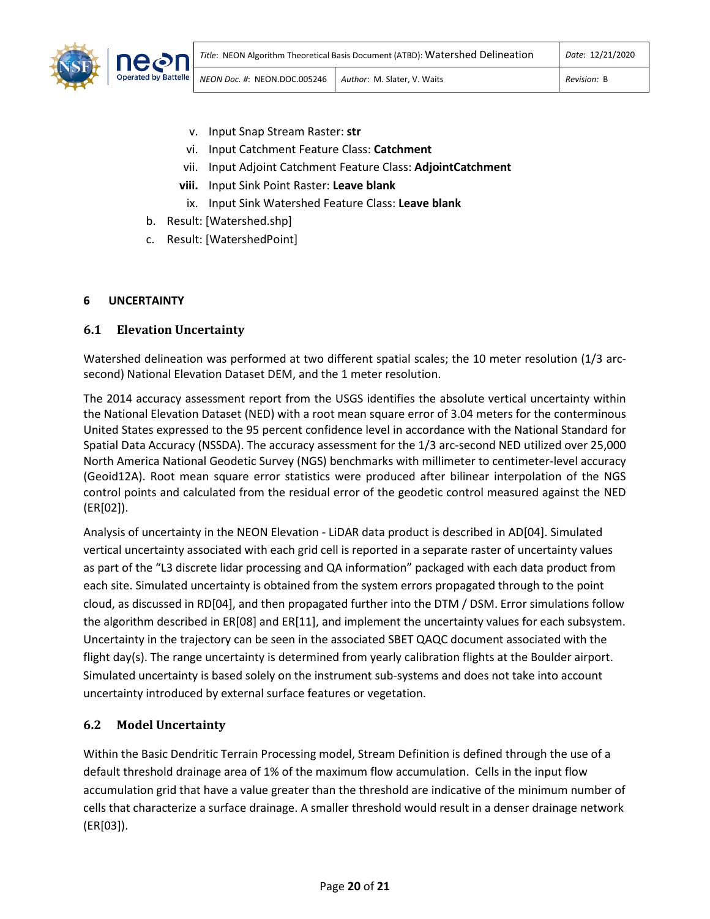v. Input Snap Stream Raster: **str**
vi. Input Catchment Feature Class: **Catchment**
vii. Input Adjoint Catchment Feature Class: **AdjointCatchment**
**viii.** Input Sink Point Raster: **Leave blank**
ix. Input Sink Watershed Feature Class: **Leave blank**

b. Result: [Watershed.shp]
c. Result: [WatershedPoint]

## 6 UNCERTAINTY

### 6.1 Elevation Uncertainty

Watershed delineation was performed at two different spatial scales; the 10 meter resolution (1/3 arc-second) National Elevation Dataset DEM, and the 1 meter resolution.

The 2014 accuracy assessment report from the USGS identifies the absolute vertical uncertainty within the National Elevation Dataset (NED) with a root mean square error of 3.04 meters for the conterminous United States expressed to the 95 percent confidence level in accordance with the National Standard for Spatial Data Accuracy (NSSDA). The accuracy assessment for the 1/3 arc-second NED utilized over 25,000 North America National Geodetic Survey (NGS) benchmarks with millimeter to centimeter-level accuracy (Geoid12A). Root mean square error statistics were produced after bilinear interpolation of the NGS control points and calculated from the residual error of the geodetic control measured against the NED (ER[02]).

Analysis of uncertainty in the NEON Elevation - LiDAR data product is described in AD[04]. Simulated vertical uncertainty associated with each grid cell is reported in a separate raster of uncertainty values as part of the "L3 discrete lidar processing and QA information" packaged with each data product from each site. Simulated uncertainty is obtained from the system errors propagated through to the point cloud, as discussed in RD[04], and then propagated further into the DTM / DSM. Error simulations follow the algorithm described in ER[08] and ER[11], and implement the uncertainty values for each subsystem. Uncertainty in the trajectory can be seen in the associated SBET QAQC document associated with the flight day(s). The range uncertainty is determined from yearly calibration flights at the Boulder airport. Simulated uncertainty is based solely on the instrument sub-systems and does not take into account uncertainty introduced by external surface features or vegetation.

### 6.2 Model Uncertainty

Within the Basic Dendritic Terrain Processing model, Stream Definition is defined through the use of a default threshold drainage area of 1% of the maximum flow accumulation. Cells in the input flow accumulation grid that have a value greater than the threshold are indicative of the minimum number of cells that characterize a surface drainage. A smaller threshold would result in a denser drainage network (ER[03]).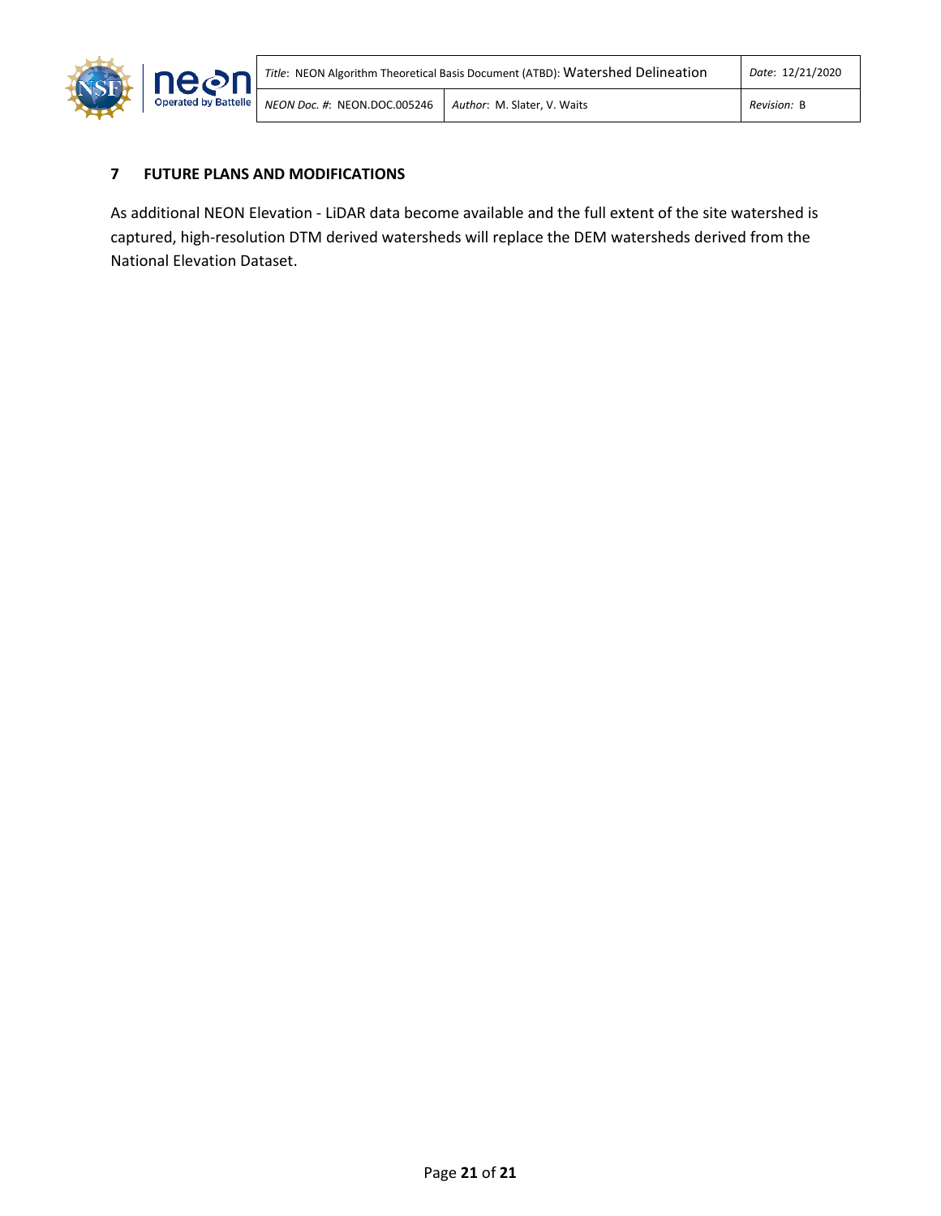## 7 FUTURE PLANS AND MODIFICATIONS

As additional NEON Elevation - LiDAR data become available and the full extent of the site watershed is captured, high-resolution DTM derived watersheds will replace the DEM watersheds derived from the National Elevation Dataset.